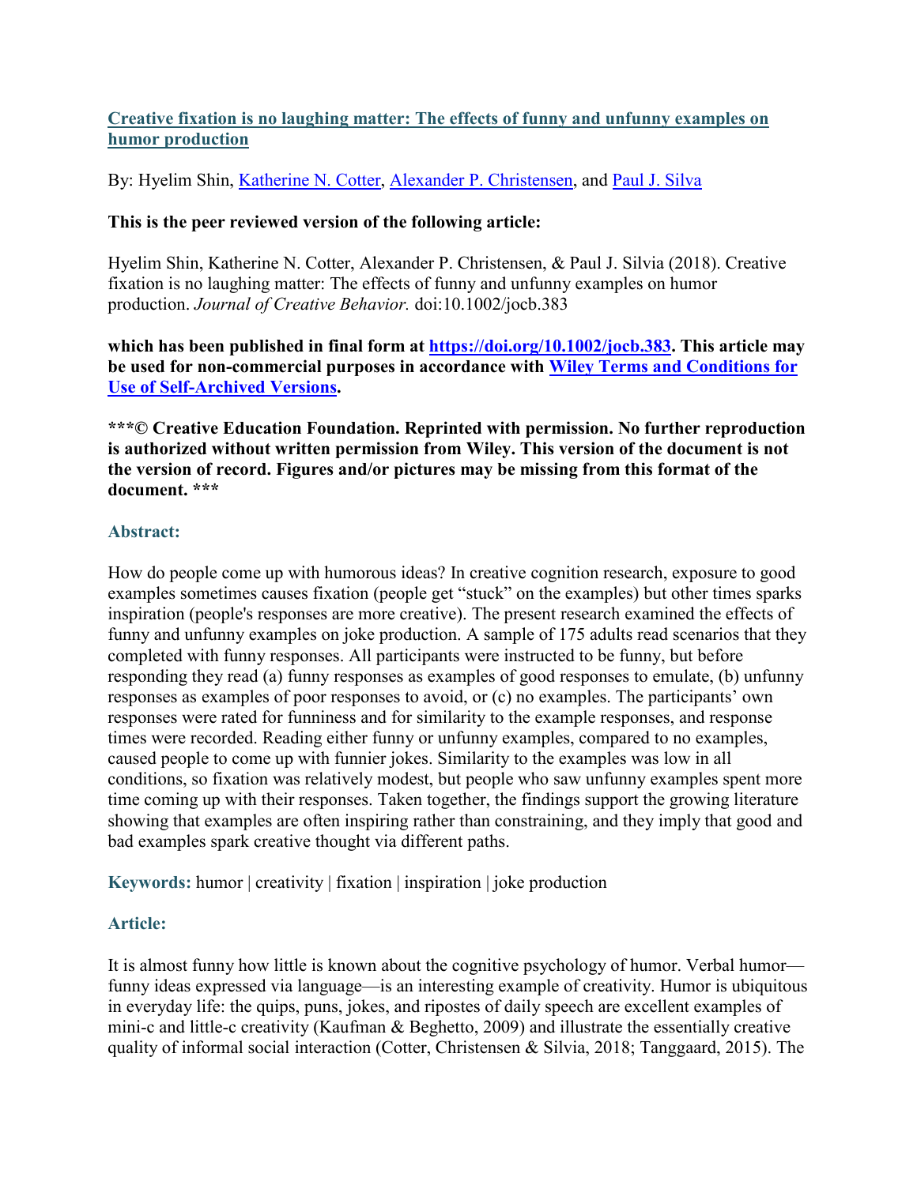**[Creative fixation is no laughing matter: The effects of funny and unfunny examples on humor production](https://doi.org/10.1002/jocb.383)**

By: Hyelim Shin, [Katherine N. Cotter](#), [Alexander P. Christensen](#), and [Paul J. Silva](#)

**This is the peer reviewed version of the following article:**

Hyelim Shin, Katherine N. Cotter, Alexander P. Christensen, & Paul J. Silvia (2018). Creative fixation is no laughing matter: The effects of funny and unfunny examples on humor production. *Journal of Creative Behavior.* doi:10.1002/jocb.383

**which has been published in final form at [https://doi.org/10.1002/jocb.383](https://doi.org/10.1002/jocb.383). This article may be used for non-commercial purposes in accordance with [Wiley Terms and Conditions for Use of Self-Archived Versions](#).**

**\*\*\*© Creative Education Foundation. Reprinted with permission. No further reproduction is authorized without written permission from Wiley. This version of the document is not the version of record. Figures and/or pictures may be missing from this format of the document. \*\*\***

## Abstract:

How do people come up with humorous ideas? In creative cognition research, exposure to good examples sometimes causes fixation (people get "stuck" on the examples) but other times sparks inspiration (people's responses are more creative). The present research examined the effects of funny and unfunny examples on joke production. A sample of 175 adults read scenarios that they completed with funny responses. All participants were instructed to be funny, but before responding they read (a) funny responses as examples of good responses to emulate, (b) unfunny responses as examples of poor responses to avoid, or (c) no examples. The participants' own responses were rated for funniness and for similarity to the example responses, and response times were recorded. Reading either funny or unfunny examples, compared to no examples, caused people to come up with funnier jokes. Similarity to the examples was low in all conditions, so fixation was relatively modest, but people who saw unfunny examples spent more time coming up with their responses. Taken together, the findings support the growing literature showing that examples are often inspiring rather than constraining, and they imply that good and bad examples spark creative thought via different paths.

**Keywords:** humor | creativity | fixation | inspiration | joke production

## Article:

It is almost funny how little is known about the cognitive psychology of humor. Verbal humor—funny ideas expressed via language—is an interesting example of creativity. Humor is ubiquitous in everyday life: the quips, puns, jokes, and ripostes of daily speech are excellent examples of mini-c and little-c creativity (Kaufman & Beghetto, 2009) and illustrate the essentially creative quality of informal social interaction (Cotter, Christensen & Silvia, 2018; Tanggaard, 2015). The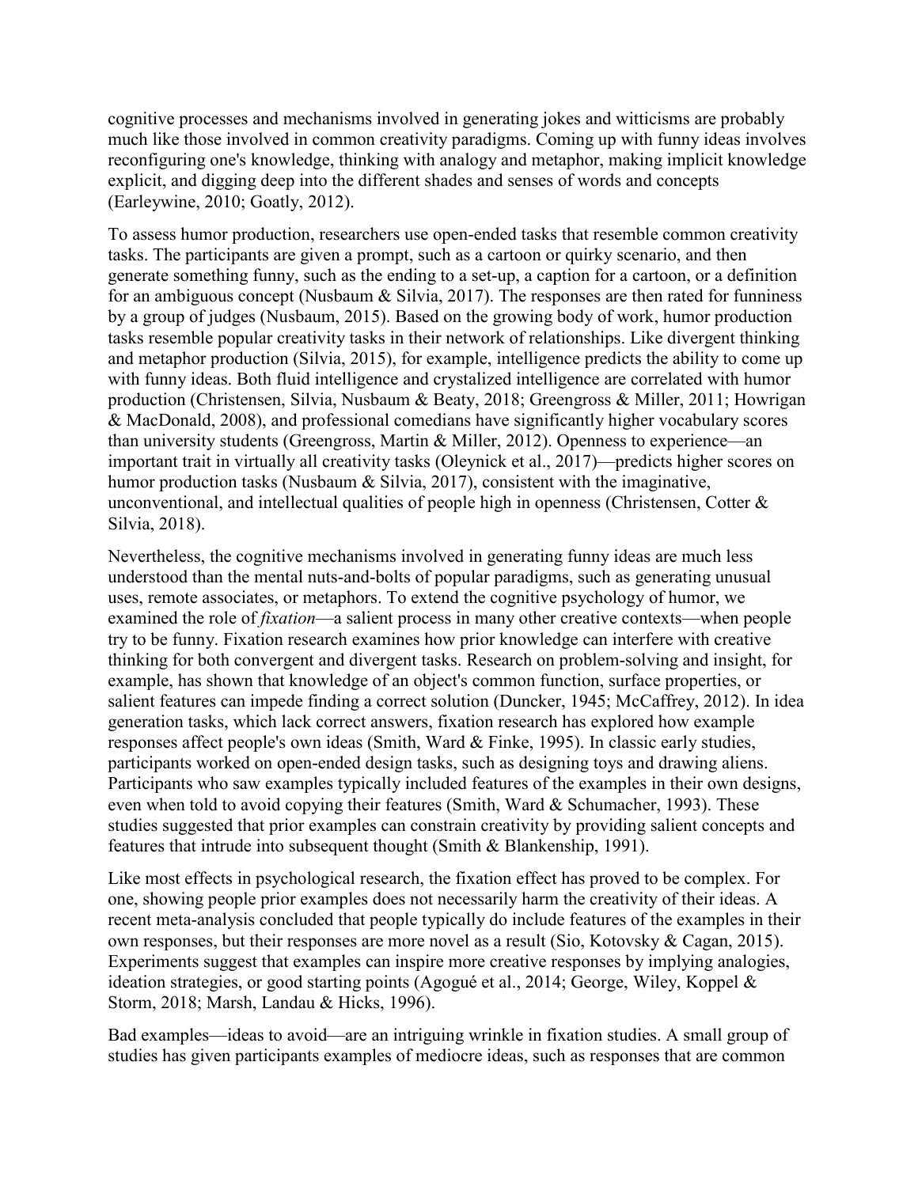cognitive processes and mechanisms involved in generating jokes and witticisms are probably much like those involved in common creativity paradigms. Coming up with funny ideas involves reconfiguring one's knowledge, thinking with analogy and metaphor, making implicit knowledge explicit, and digging deep into the different shades and senses of words and concepts (Earleywine, 2010; Goatly, 2012).

To assess humor production, researchers use open-ended tasks that resemble common creativity tasks. The participants are given a prompt, such as a cartoon or quirky scenario, and then generate something funny, such as the ending to a set-up, a caption for a cartoon, or a definition for an ambiguous concept (Nusbaum & Silvia, 2017). The responses are then rated for funniness by a group of judges (Nusbaum, 2015). Based on the growing body of work, humor production tasks resemble popular creativity tasks in their network of relationships. Like divergent thinking and metaphor production (Silvia, 2015), for example, intelligence predicts the ability to come up with funny ideas. Both fluid intelligence and crystalized intelligence are correlated with humor production (Christensen, Silvia, Nusbaum & Beaty, 2018; Greengross & Miller, 2011; Howrigan & MacDonald, 2008), and professional comedians have significantly higher vocabulary scores than university students (Greengross, Martin & Miller, 2012). Openness to experience—an important trait in virtually all creativity tasks (Oleynick et al., 2017)—predicts higher scores on humor production tasks (Nusbaum & Silvia, 2017), consistent with the imaginative, unconventional, and intellectual qualities of people high in openness (Christensen, Cotter & Silvia, 2018).

Nevertheless, the cognitive mechanisms involved in generating funny ideas are much less understood than the mental nuts-and-bolts of popular paradigms, such as generating unusual uses, remote associates, or metaphors. To extend the cognitive psychology of humor, we examined the role of *fixation*—a salient process in many other creative contexts—when people try to be funny. Fixation research examines how prior knowledge can interfere with creative thinking for both convergent and divergent tasks. Research on problem-solving and insight, for example, has shown that knowledge of an object's common function, surface properties, or salient features can impede finding a correct solution (Duncker, 1945; McCaffrey, 2012). In idea generation tasks, which lack correct answers, fixation research has explored how example responses affect people's own ideas (Smith, Ward & Finke, 1995). In classic early studies, participants worked on open-ended design tasks, such as designing toys and drawing aliens. Participants who saw examples typically included features of the examples in their own designs, even when told to avoid copying their features (Smith, Ward & Schumacher, 1993). These studies suggested that prior examples can constrain creativity by providing salient concepts and features that intrude into subsequent thought (Smith & Blankenship, 1991).

Like most effects in psychological research, the fixation effect has proved to be complex. For one, showing people prior examples does not necessarily harm the creativity of their ideas. A recent meta-analysis concluded that people typically do include features of the examples in their own responses, but their responses are more novel as a result (Sio, Kotovsky & Cagan, 2015). Experiments suggest that examples can inspire more creative responses by implying analogies, ideation strategies, or good starting points (Agogué et al., 2014; George, Wiley, Koppel & Storm, 2018; Marsh, Landau & Hicks, 1996).

Bad examples—ideas to avoid—are an intriguing wrinkle in fixation studies. A small group of studies has given participants examples of mediocre ideas, such as responses that are common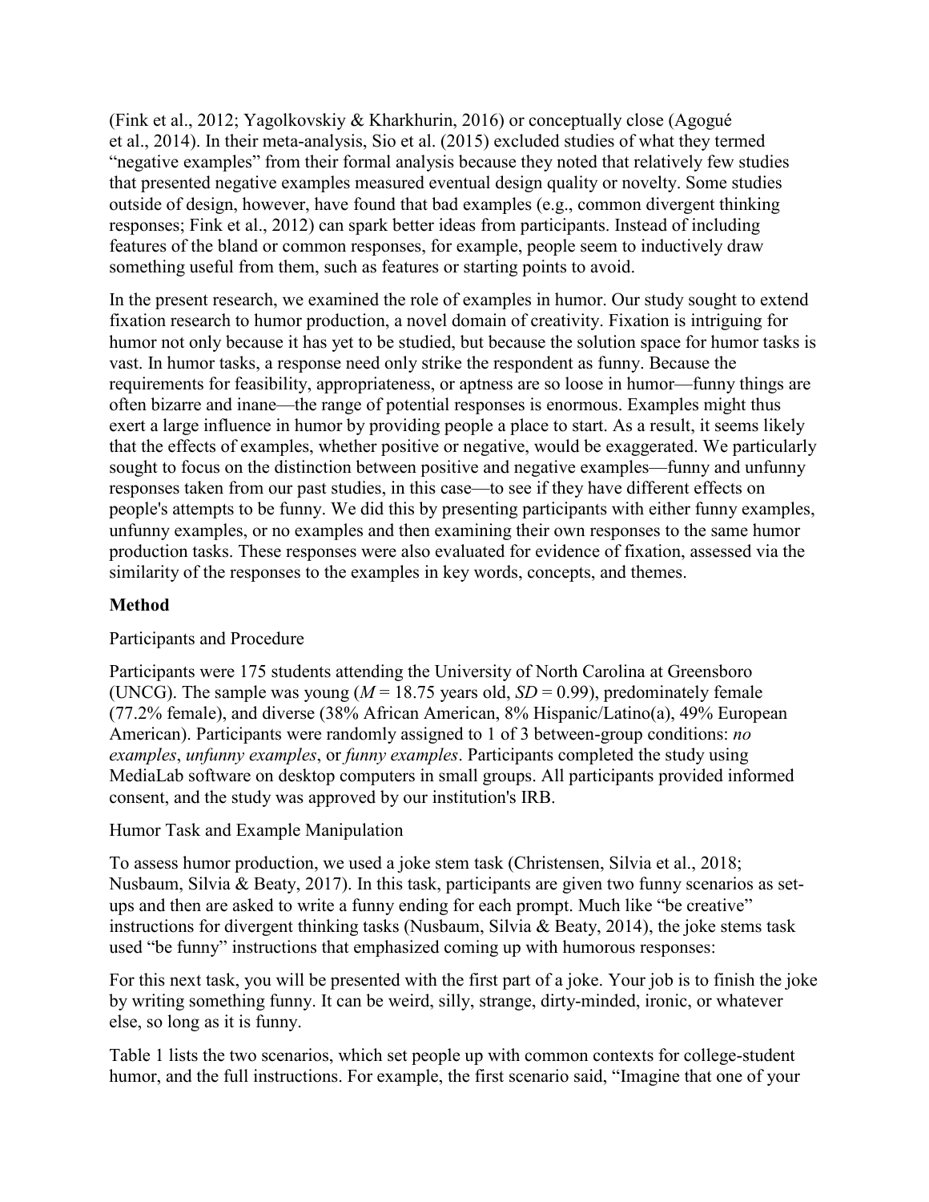(Fink et al., 2012; Yagolkovskiy & Kharkhurin, 2016) or conceptually close (Agogué et al., 2014). In their meta-analysis, Sio et al. (2015) excluded studies of what they termed "negative examples" from their formal analysis because they noted that relatively few studies that presented negative examples measured eventual design quality or novelty. Some studies outside of design, however, have found that bad examples (e.g., common divergent thinking responses; Fink et al., 2012) can spark better ideas from participants. Instead of including features of the bland or common responses, for example, people seem to inductively draw something useful from them, such as features or starting points to avoid.

In the present research, we examined the role of examples in humor. Our study sought to extend fixation research to humor production, a novel domain of creativity. Fixation is intriguing for humor not only because it has yet to be studied, but because the solution space for humor tasks is vast. In humor tasks, a response need only strike the respondent as funny. Because the requirements for feasibility, appropriateness, or aptness are so loose in humor—funny things are often bizarre and inane—the range of potential responses is enormous. Examples might thus exert a large influence in humor by providing people a place to start. As a result, it seems likely that the effects of examples, whether positive or negative, would be exaggerated. We particularly sought to focus on the distinction between positive and negative examples—funny and unfunny responses taken from our past studies, in this case—to see if they have different effects on people's attempts to be funny. We did this by presenting participants with either funny examples, unfunny examples, or no examples and then examining their own responses to the same humor production tasks. These responses were also evaluated for evidence of fixation, assessed via the similarity of the responses to the examples in key words, concepts, and themes.

## Method

### Participants and Procedure

Participants were 175 students attending the University of North Carolina at Greensboro (UNCG). The sample was young ($M$ = 18.75 years old, $SD$ = 0.99), predominately female (77.2% female), and diverse (38% African American, 8% Hispanic/Latino(a), 49% European American). Participants were randomly assigned to 1 of 3 between-group conditions: *no examples*, *unfunny examples*, or *funny examples*. Participants completed the study using MediaLab software on desktop computers in small groups. All participants provided informed consent, and the study was approved by our institution's IRB.

### Humor Task and Example Manipulation

To assess humor production, we used a joke stem task (Christensen, Silvia et al., 2018; Nusbaum, Silvia & Beaty, 2017). In this task, participants are given two funny scenarios as set-ups and then are asked to write a funny ending for each prompt. Much like "be creative" instructions for divergent thinking tasks (Nusbaum, Silvia & Beaty, 2014), the joke stems task used "be funny" instructions that emphasized coming up with humorous responses:

For this next task, you will be presented with the first part of a joke. Your job is to finish the joke by writing something funny. It can be weird, silly, strange, dirty-minded, ironic, or whatever else, so long as it is funny.

Table 1 lists the two scenarios, which set people up with common contexts for college-student humor, and the full instructions. For example, the first scenario said, "Imagine that one of your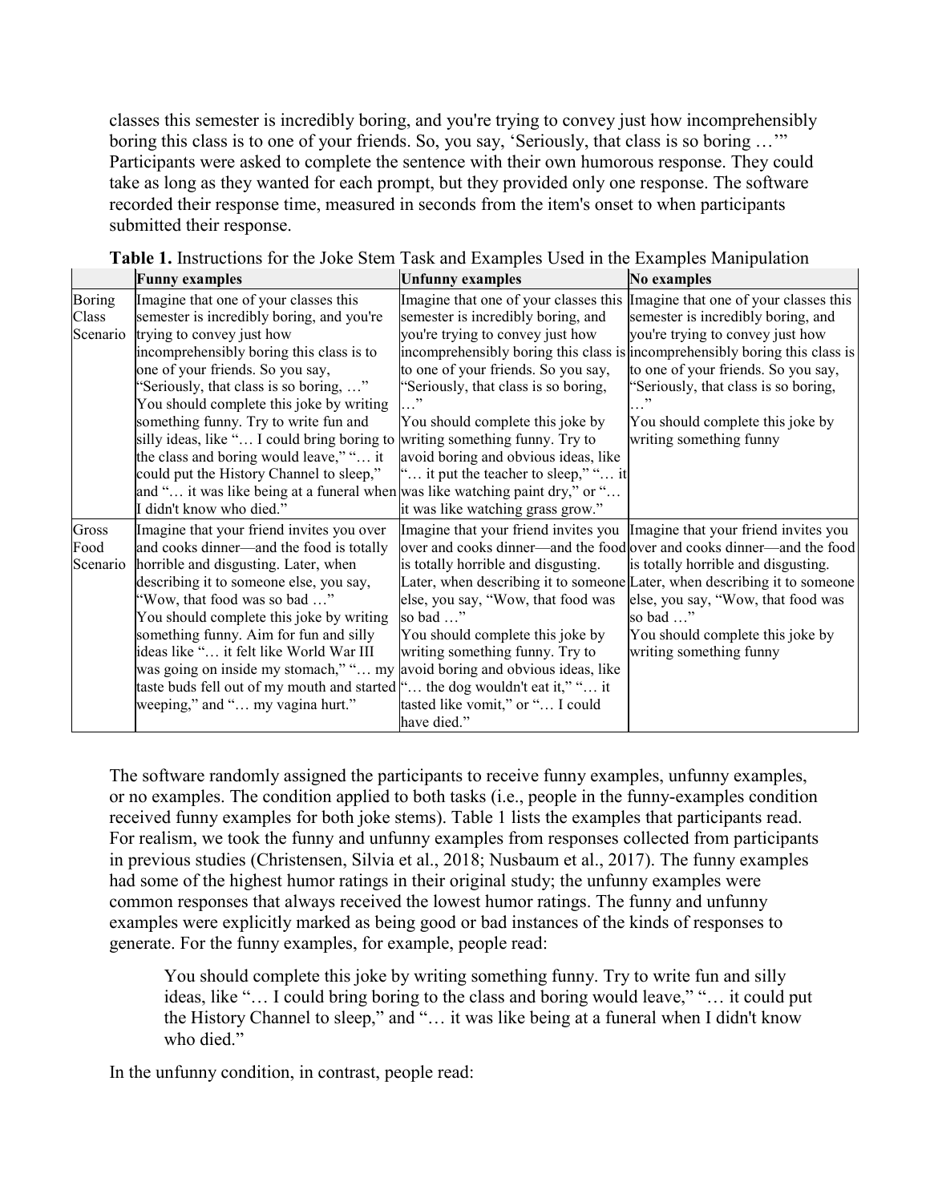classes this semester is incredibly boring, and you're trying to convey just how incomprehensibly boring this class is to one of your friends. So, you say, 'Seriously, that class is so boring …'" Participants were asked to complete the sentence with their own humorous response. They could take as long as they wanted for each prompt, but they provided only one response. The software recorded their response time, measured in seconds from the item's onset to when participants submitted their response.

**Table 1.** Instructions for the Joke Stem Task and Examples Used in the Examples Manipulation

| | Funny examples | Unfunny examples | No examples |
|---|---|---|---|
| Boring Class Scenario | Imagine that one of your classes this semester is incredibly boring, and you're trying to convey just how incomprehensibly boring this class is to one of your friends. So you say, "Seriously, that class is so boring, …" You should complete this joke by writing something funny. Try to write fun and silly ideas, like "… I could bring boring to the class and boring would leave," "… it could put the History Channel to sleep," and "… it was like being at a funeral when I didn't know who died." | Imagine that one of your classes this semester is incredibly boring, and you're trying to convey just how incomprehensibly boring this class is to one of your friends. So you say, "Seriously, that class is so boring, …" You should complete this joke by writing something funny. Try to avoid boring and obvious ideas, like "… it put the teacher to sleep," "… it was like watching paint dry," or "… it was like watching grass grow." | Imagine that one of your classes this semester is incredibly boring, and you're trying to convey just how incomprehensibly boring this class is to one of your friends. So you say, "Seriously, that class is so boring, …" You should complete this joke by writing something funny |
| Gross Food Scenario | Imagine that your friend invites you over and cooks dinner—and the food is totally horrible and disgusting. Later, when describing it to someone else, you say, "Wow, that food was so bad …" You should complete this joke by writing something funny. Aim for fun and silly ideas like "… it felt like World War III was going on inside my stomach," "… my taste buds fell out of my mouth and started weeping," and "… my vagina hurt." | Imagine that your friend invites you over and cooks dinner—and the food is totally horrible and disgusting. Later, when describing it to someone else, you say, "Wow, that food was so bad …" You should complete this joke by writing something funny. Try to avoid boring and obvious ideas, like "… the dog wouldn't eat it," "… it tasted like vomit," or "… I could have died." | Imagine that your friend invites you over and cooks dinner—and the food is totally horrible and disgusting. Later, when describing it to someone else, you say, "Wow, that food was so bad …" You should complete this joke by writing something funny |

The software randomly assigned the participants to receive funny examples, unfunny examples, or no examples. The condition applied to both tasks (i.e., people in the funny-examples condition received funny examples for both joke stems). Table 1 lists the examples that participants read. For realism, we took the funny and unfunny examples from responses collected from participants in previous studies (Christensen, Silvia et al., 2018; Nusbaum et al., 2017). The funny examples had some of the highest humor ratings in their original study; the unfunny examples were common responses that always received the lowest humor ratings. The funny and unfunny examples were explicitly marked as being good or bad instances of the kinds of responses to generate. For the funny examples, for example, people read:

> You should complete this joke by writing something funny. Try to write fun and silly ideas, like "… I could bring boring to the class and boring would leave," "… it could put the History Channel to sleep," and "… it was like being at a funeral when I didn't know who died."

In the unfunny condition, in contrast, people read: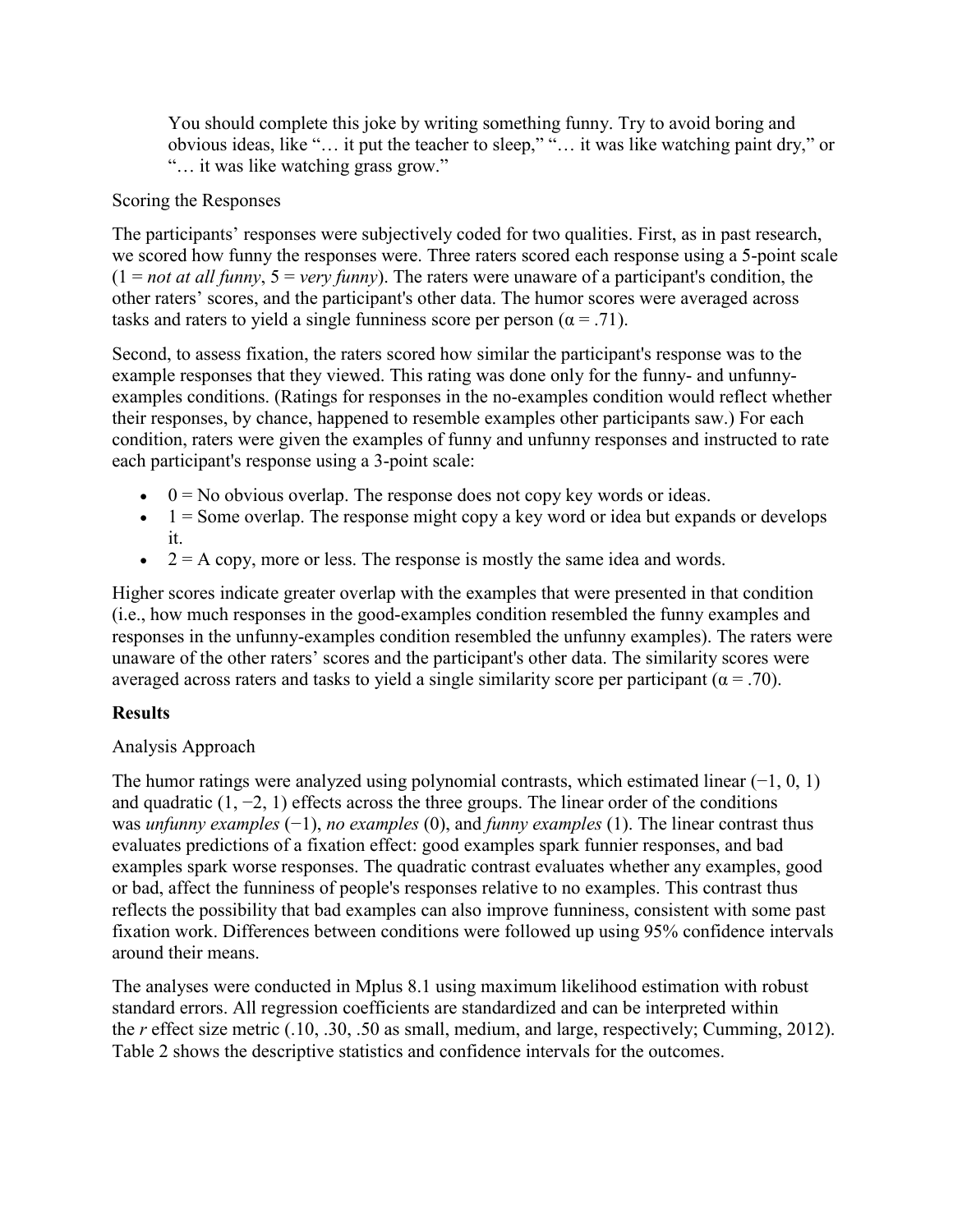> You should complete this joke by writing something funny. Try to avoid boring and obvious ideas, like "… it put the teacher to sleep," "… it was like watching paint dry," or "… it was like watching grass grow."

### Scoring the Responses

The participants' responses were subjectively coded for two qualities. First, as in past research, we scored how funny the responses were. Three raters scored each response using a 5-point scale (1 = *not at all funny*, 5 = *very funny*). The raters were unaware of a participant's condition, the other raters' scores, and the participant's other data. The humor scores were averaged across tasks and raters to yield a single funniness score per person ($\alpha = .71$).

Second, to assess fixation, the raters scored how similar the participant's response was to the example responses that they viewed. This rating was done only for the funny- and unfunny-examples conditions. (Ratings for responses in the no-examples condition would reflect whether their responses, by chance, happened to resemble examples other participants saw.) For each condition, raters were given the examples of funny and unfunny responses and instructed to rate each participant's response using a 3-point scale:

- 0 = No obvious overlap. The response does not copy key words or ideas.
- 1 = Some overlap. The response might copy a key word or idea but expands or develops it.
- 2 = A copy, more or less. The response is mostly the same idea and words.

Higher scores indicate greater overlap with the examples that were presented in that condition (i.e., how much responses in the good-examples condition resembled the funny examples and responses in the unfunny-examples condition resembled the unfunny examples). The raters were unaware of the other raters' scores and the participant's other data. The similarity scores were averaged across raters and tasks to yield a single similarity score per participant ($\alpha = .70$).

## Results

### Analysis Approach

The humor ratings were analyzed using polynomial contrasts, which estimated linear (−1, 0, 1) and quadratic (1, −2, 1) effects across the three groups. The linear order of the conditions was *unfunny examples* (−1), *no examples* (0), and *funny examples* (1). The linear contrast thus evaluates predictions of a fixation effect: good examples spark funnier responses, and bad examples spark worse responses. The quadratic contrast evaluates whether any examples, good or bad, affect the funniness of people's responses relative to no examples. This contrast thus reflects the possibility that bad examples can also improve funniness, consistent with some past fixation work. Differences between conditions were followed up using 95% confidence intervals around their means.

The analyses were conducted in Mplus 8.1 using maximum likelihood estimation with robust standard errors. All regression coefficients are standardized and can be interpreted within the $r$ effect size metric (.10, .30, .50 as small, medium, and large, respectively; Cumming, 2012). Table 2 shows the descriptive statistics and confidence intervals for the outcomes.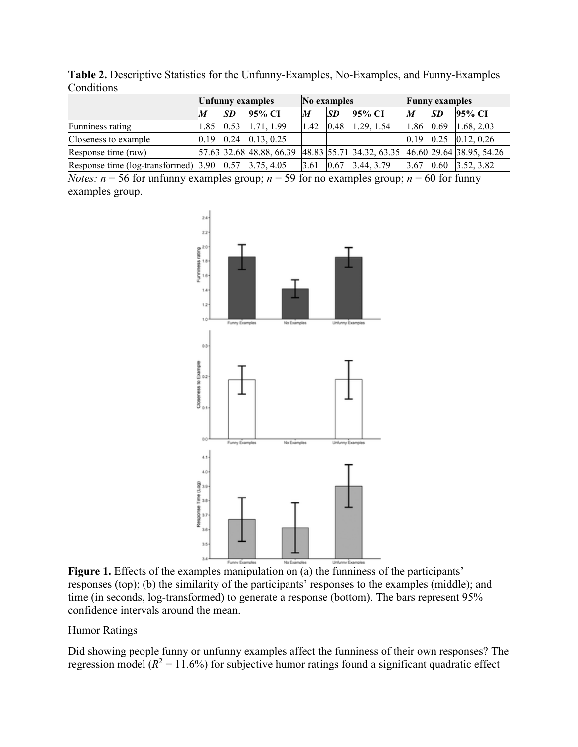**Table 2.** Descriptive Statistics for the Unfunny-Examples, No-Examples, and Funny-Examples Conditions

| | Unfunny examples | | | No examples | | | Funny examples | | |
|---|---|---|---|---|---|---|---|---|---|
| | *M* | *SD* | 95% CI | *M* | *SD* | 95% CI | *M* | *SD* | 95% CI |
| Funniness rating | 1.85 | 0.53 | 1.71, 1.99 | 1.42 | 0.48 | 1.29, 1.54 | 1.86 | 0.69 | 1.68, 2.03 |
| Closeness to example | 0.19 | 0.24 | 0.13, 0.25 | — | — | — | 0.19 | 0.25 | 0.12, 0.26 |
| Response time (raw) | 57.63 | 32.68 | 48.88, 66.39 | 48.83 | 55.71 | 34.32, 63.35 | 46.60 | 29.64 | 38.95, 54.26 |
| Response time (log-transformed) | 3.90 | 0.57 | 3.75, 4.05 | 3.61 | 0.67 | 3.44, 3.79 | 3.67 | 0.60 | 3.52, 3.82 |

*Notes:* $n$ = 56 for unfunny examples group; $n$ = 59 for no examples group; $n$ = 60 for funny examples group.

**Figure 1.** Effects of the examples manipulation on (a) the funniness of the participants' responses (top); (b) the similarity of the participants' responses to the examples (middle); and time (in seconds, log-transformed) to generate a response (bottom). The bars represent 95% confidence intervals around the mean.

Humor Ratings

Did showing people funny or unfunny examples affect the funniness of their own responses? The regression model ($R^2$ = 11.6%) for subjective humor ratings found a significant quadratic effect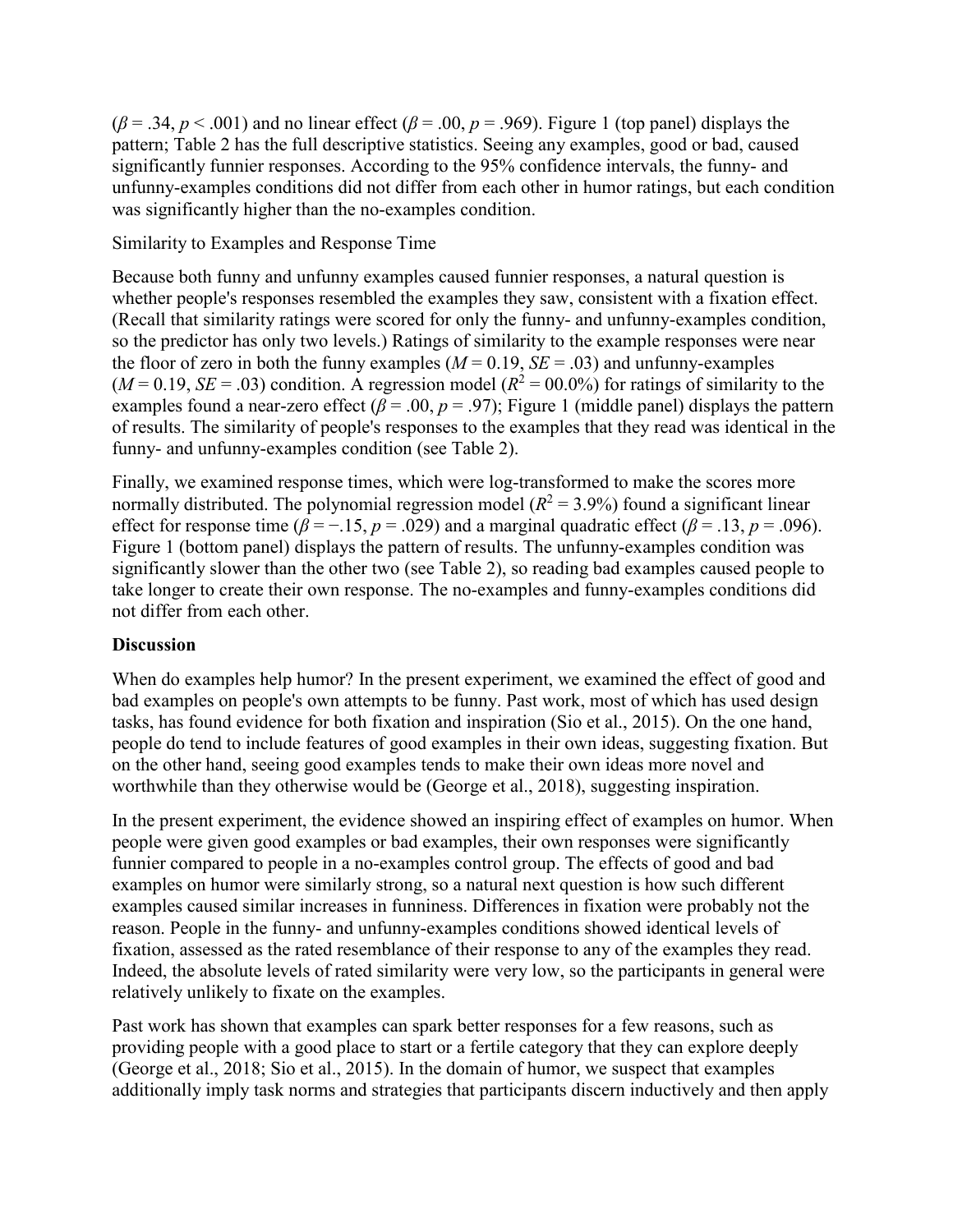($\beta$ = .34, $p$ < .001) and no linear effect ($\beta$ = .00, $p$ = .969). Figure 1 (top panel) displays the pattern; Table 2 has the full descriptive statistics. Seeing any examples, good or bad, caused significantly funnier responses. According to the 95% confidence intervals, the funny- and unfunny-examples conditions did not differ from each other in humor ratings, but each condition was significantly higher than the no-examples condition.

Similarity to Examples and Response Time

Because both funny and unfunny examples caused funnier responses, a natural question is whether people's responses resembled the examples they saw, consistent with a fixation effect. (Recall that similarity ratings were scored for only the funny- and unfunny-examples condition, so the predictor has only two levels.) Ratings of similarity to the example responses were near the floor of zero in both the funny examples ($M$ = 0.19, $SE$ = .03) and unfunny-examples ($M$ = 0.19, $SE$ = .03) condition. A regression model ($R^2$ = 00.0%) for ratings of similarity to the examples found a near-zero effect ($\beta$ = .00, $p$ = .97); Figure 1 (middle panel) displays the pattern of results. The similarity of people's responses to the examples that they read was identical in the funny- and unfunny-examples condition (see Table 2).

Finally, we examined response times, which were log-transformed to make the scores more normally distributed. The polynomial regression model ($R^2$ = 3.9%) found a significant linear effect for response time ($\beta$ = −.15, $p$ = .029) and a marginal quadratic effect ($\beta$ = .13, $p$ = .096). Figure 1 (bottom panel) displays the pattern of results. The unfunny-examples condition was significantly slower than the other two (see Table 2), so reading bad examples caused people to take longer to create their own response. The no-examples and funny-examples conditions did not differ from each other.

**Discussion**

When do examples help humor? In the present experiment, we examined the effect of good and bad examples on people's own attempts to be funny. Past work, most of which has used design tasks, has found evidence for both fixation and inspiration (Sio et al., 2015). On the one hand, people do tend to include features of good examples in their own ideas, suggesting fixation. But on the other hand, seeing good examples tends to make their own ideas more novel and worthwhile than they otherwise would be (George et al., 2018), suggesting inspiration.

In the present experiment, the evidence showed an inspiring effect of examples on humor. When people were given good examples or bad examples, their own responses were significantly funnier compared to people in a no-examples control group. The effects of good and bad examples on humor were similarly strong, so a natural next question is how such different examples caused similar increases in funniness. Differences in fixation were probably not the reason. People in the funny- and unfunny-examples conditions showed identical levels of fixation, assessed as the rated resemblance of their response to any of the examples they read. Indeed, the absolute levels of rated similarity were very low, so the participants in general were relatively unlikely to fixate on the examples.

Past work has shown that examples can spark better responses for a few reasons, such as providing people with a good place to start or a fertile category that they can explore deeply (George et al., 2018; Sio et al., 2015). In the domain of humor, we suspect that examples additionally imply task norms and strategies that participants discern inductively and then apply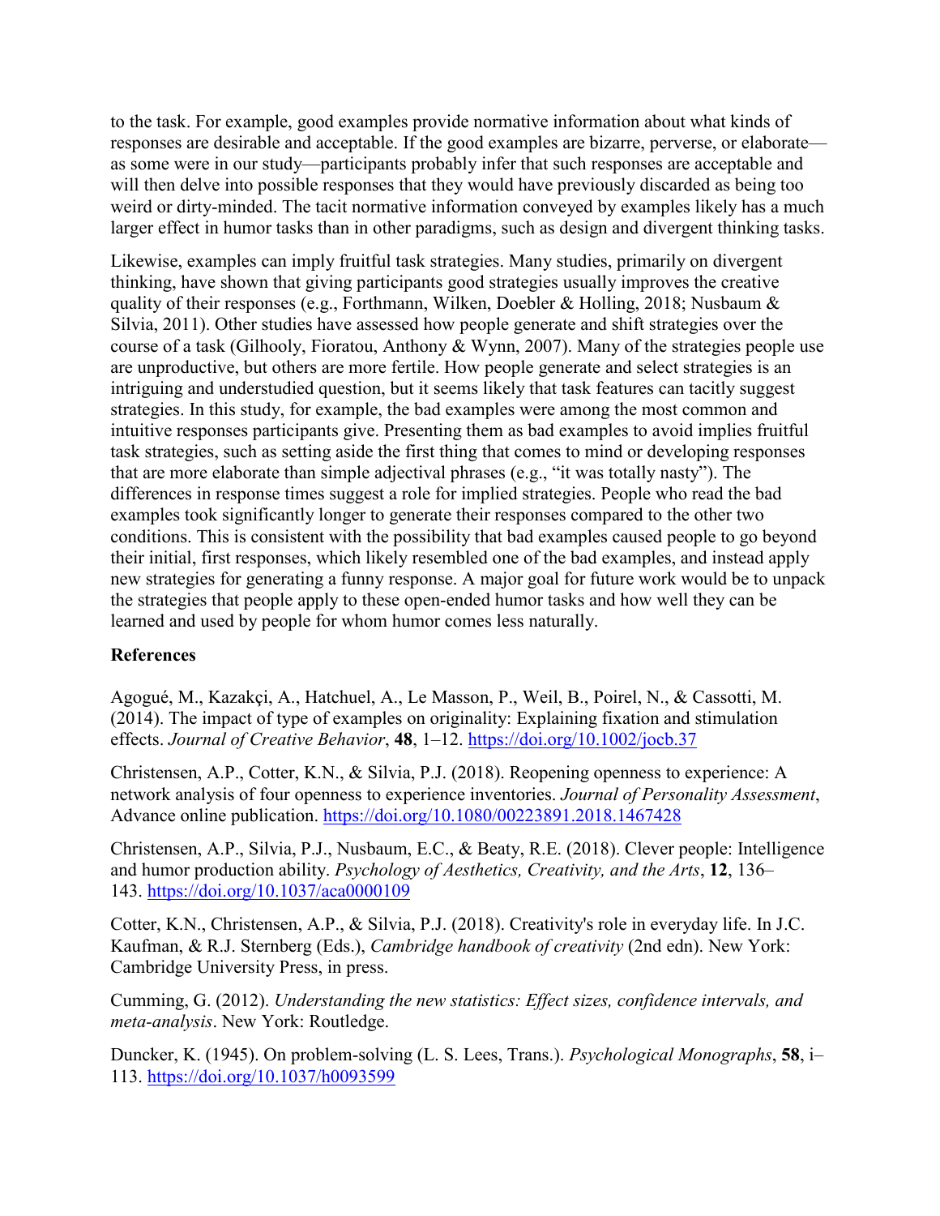to the task. For example, good examples provide normative information about what kinds of responses are desirable and acceptable. If the good examples are bizarre, perverse, or elaborate—as some were in our study—participants probably infer that such responses are acceptable and will then delve into possible responses that they would have previously discarded as being too weird or dirty-minded. The tacit normative information conveyed by examples likely has a much larger effect in humor tasks than in other paradigms, such as design and divergent thinking tasks.

Likewise, examples can imply fruitful task strategies. Many studies, primarily on divergent thinking, have shown that giving participants good strategies usually improves the creative quality of their responses (e.g., Forthmann, Wilken, Doebler & Holling, 2018; Nusbaum & Silvia, 2011). Other studies have assessed how people generate and shift strategies over the course of a task (Gilhooly, Fioratou, Anthony & Wynn, 2007). Many of the strategies people use are unproductive, but others are more fertile. How people generate and select strategies is an intriguing and understudied question, but it seems likely that task features can tacitly suggest strategies. In this study, for example, the bad examples were among the most common and intuitive responses participants give. Presenting them as bad examples to avoid implies fruitful task strategies, such as setting aside the first thing that comes to mind or developing responses that are more elaborate than simple adjectival phrases (e.g., "it was totally nasty"). The differences in response times suggest a role for implied strategies. People who read the bad examples took significantly longer to generate their responses compared to the other two conditions. This is consistent with the possibility that bad examples caused people to go beyond their initial, first responses, which likely resembled one of the bad examples, and instead apply new strategies for generating a funny response. A major goal for future work would be to unpack the strategies that people apply to these open-ended humor tasks and how well they can be learned and used by people for whom humor comes less naturally.

### References

Agogué, M., Kazakçi, A., Hatchuel, A., Le Masson, P., Weil, B., Poirel, N., & Cassotti, M. (2014). The impact of type of examples on originality: Explaining fixation and stimulation effects. *Journal of Creative Behavior*, **48**, 1–12. https://doi.org/10.1002/jocb.37

Christensen, A.P., Cotter, K.N., & Silvia, P.J. (2018). Reopening openness to experience: A network analysis of four openness to experience inventories. *Journal of Personality Assessment*, Advance online publication. https://doi.org/10.1080/00223891.2018.1467428

Christensen, A.P., Silvia, P.J., Nusbaum, E.C., & Beaty, R.E. (2018). Clever people: Intelligence and humor production ability. *Psychology of Aesthetics, Creativity, and the Arts*, **12**, 136–143. https://doi.org/10.1037/aca0000109

Cotter, K.N., Christensen, A.P., & Silvia, P.J. (2018). Creativity's role in everyday life. In J.C. Kaufman, & R.J. Sternberg (Eds.), *Cambridge handbook of creativity* (2nd edn). New York: Cambridge University Press, in press.

Cumming, G. (2012). *Understanding the new statistics: Effect sizes, confidence intervals, and meta-analysis*. New York: Routledge.

Duncker, K. (1945). On problem-solving (L. S. Lees, Trans.). *Psychological Monographs*, **58**, i–113. https://doi.org/10.1037/h0093599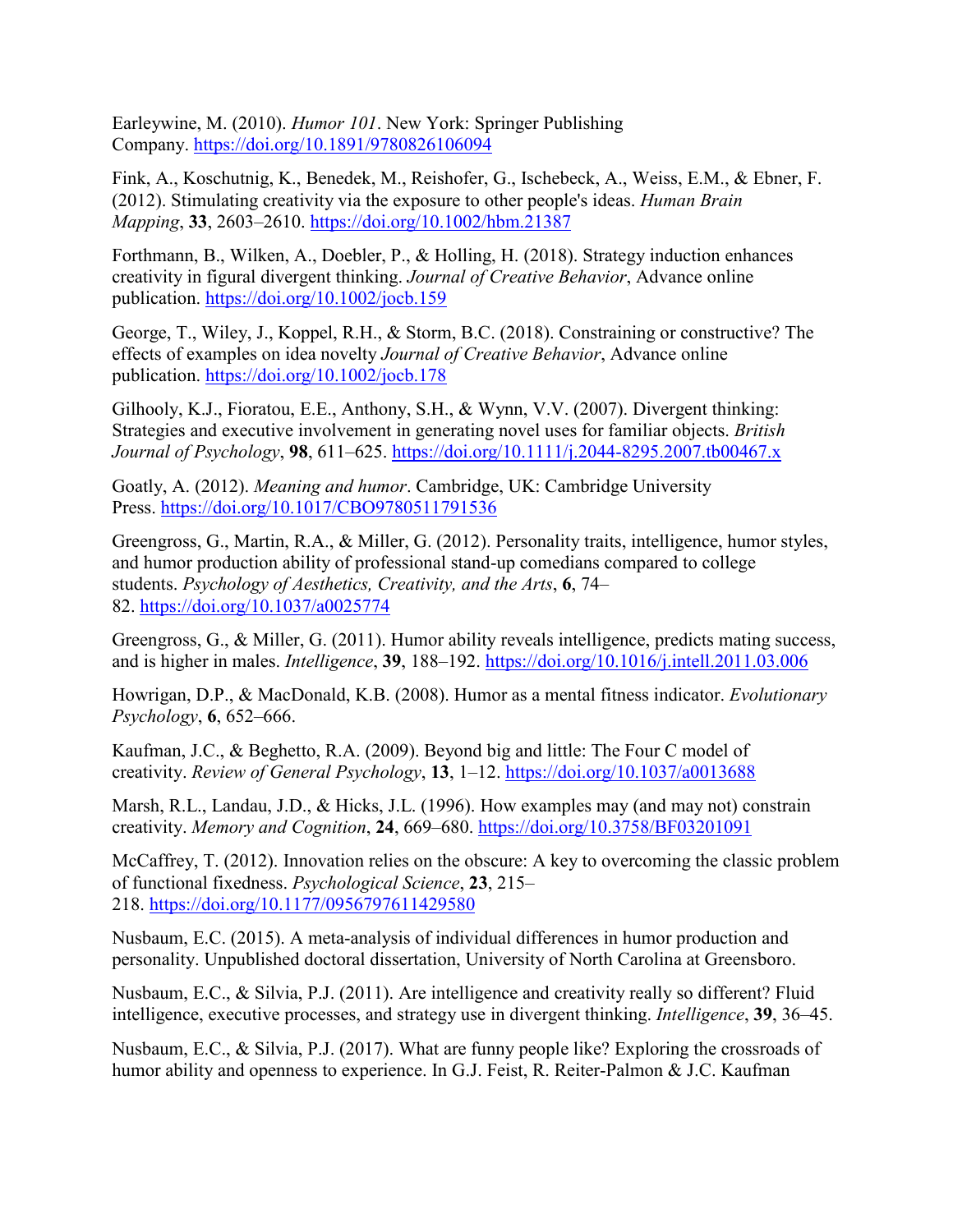Earleywine, M. (2010). *Humor 101*. New York: Springer Publishing Company. https://doi.org/10.1891/9780826106094

Fink, A., Koschutnig, K., Benedek, M., Reishofer, G., Ischebeck, A., Weiss, E.M., & Ebner, F. (2012). Stimulating creativity via the exposure to other people's ideas. *Human Brain Mapping*, **33**, 2603–2610. https://doi.org/10.1002/hbm.21387

Forthmann, B., Wilken, A., Doebler, P., & Holling, H. (2018). Strategy induction enhances creativity in figural divergent thinking. *Journal of Creative Behavior*, Advance online publication. https://doi.org/10.1002/jocb.159

George, T., Wiley, J., Koppel, R.H., & Storm, B.C. (2018). Constraining or constructive? The effects of examples on idea novelty *Journal of Creative Behavior*, Advance online publication. https://doi.org/10.1002/jocb.178

Gilhooly, K.J., Fioratou, E.E., Anthony, S.H., & Wynn, V.V. (2007). Divergent thinking: Strategies and executive involvement in generating novel uses for familiar objects. *British Journal of Psychology*, **98**, 611–625. https://doi.org/10.1111/j.2044-8295.2007.tb00467.x

Goatly, A. (2012). *Meaning and humor*. Cambridge, UK: Cambridge University Press. https://doi.org/10.1017/CBO9780511791536

Greengross, G., Martin, R.A., & Miller, G. (2012). Personality traits, intelligence, humor styles, and humor production ability of professional stand-up comedians compared to college students. *Psychology of Aesthetics, Creativity, and the Arts*, **6**, 74–82. https://doi.org/10.1037/a0025774

Greengross, G., & Miller, G. (2011). Humor ability reveals intelligence, predicts mating success, and is higher in males. *Intelligence*, **39**, 188–192. https://doi.org/10.1016/j.intell.2011.03.006

Howrigan, D.P., & MacDonald, K.B. (2008). Humor as a mental fitness indicator. *Evolutionary Psychology*, **6**, 652–666.

Kaufman, J.C., & Beghetto, R.A. (2009). Beyond big and little: The Four C model of creativity. *Review of General Psychology*, **13**, 1–12. https://doi.org/10.1037/a0013688

Marsh, R.L., Landau, J.D., & Hicks, J.L. (1996). How examples may (and may not) constrain creativity. *Memory and Cognition*, **24**, 669–680. https://doi.org/10.3758/BF03201091

McCaffrey, T. (2012). Innovation relies on the obscure: A key to overcoming the classic problem of functional fixedness. *Psychological Science*, **23**, 215–218. https://doi.org/10.1177/0956797611429580

Nusbaum, E.C. (2015). A meta-analysis of individual differences in humor production and personality. Unpublished doctoral dissertation, University of North Carolina at Greensboro.

Nusbaum, E.C., & Silvia, P.J. (2011). Are intelligence and creativity really so different? Fluid intelligence, executive processes, and strategy use in divergent thinking. *Intelligence*, **39**, 36–45.

Nusbaum, E.C., & Silvia, P.J. (2017). What are funny people like? Exploring the crossroads of humor ability and openness to experience. In G.J. Feist, R. Reiter-Palmon & J.C. Kaufman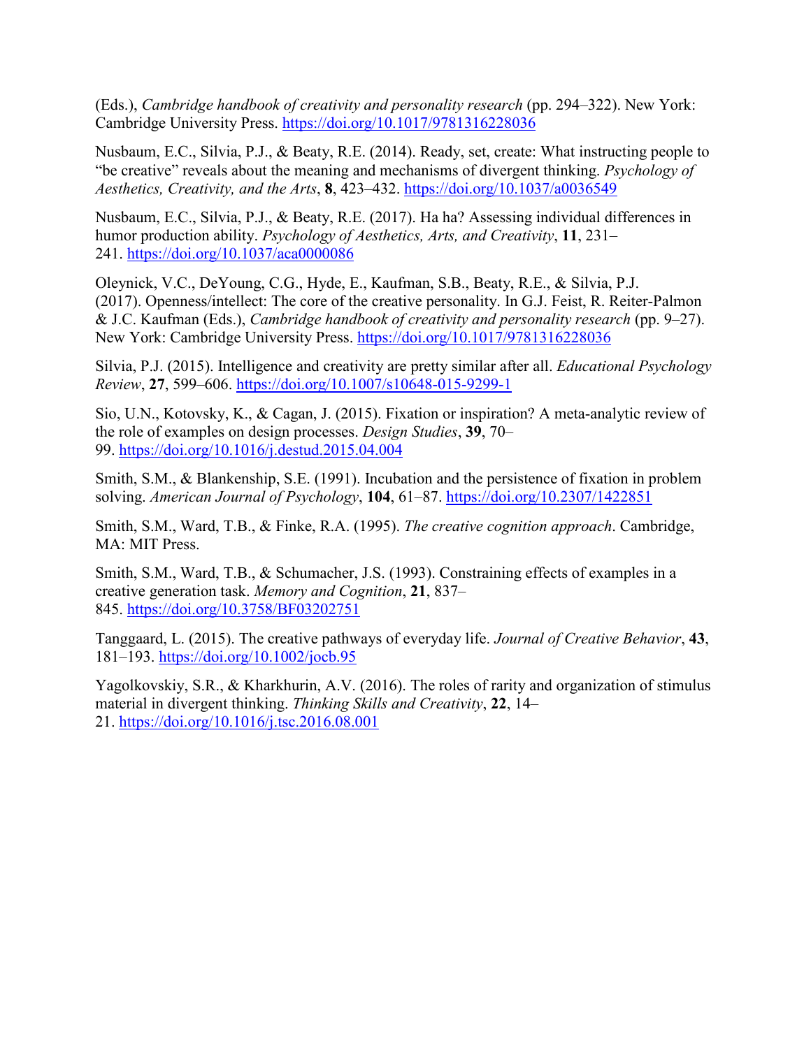(Eds.), *Cambridge handbook of creativity and personality research* (pp. 294–322). New York: Cambridge University Press. https://doi.org/10.1017/9781316228036

Nusbaum, E.C., Silvia, P.J., & Beaty, R.E. (2014). Ready, set, create: What instructing people to "be creative" reveals about the meaning and mechanisms of divergent thinking. *Psychology of Aesthetics, Creativity, and the Arts*, **8**, 423–432. https://doi.org/10.1037/a0036549

Nusbaum, E.C., Silvia, P.J., & Beaty, R.E. (2017). Ha ha? Assessing individual differences in humor production ability. *Psychology of Aesthetics, Arts, and Creativity*, **11**, 231–241. https://doi.org/10.1037/aca0000086

Oleynick, V.C., DeYoung, C.G., Hyde, E., Kaufman, S.B., Beaty, R.E., & Silvia, P.J. (2017). Openness/intellect: The core of the creative personality. In G.J. Feist, R. Reiter-Palmon & J.C. Kaufman (Eds.), *Cambridge handbook of creativity and personality research* (pp. 9–27). New York: Cambridge University Press. https://doi.org/10.1017/9781316228036

Silvia, P.J. (2015). Intelligence and creativity are pretty similar after all. *Educational Psychology Review*, **27**, 599–606. https://doi.org/10.1007/s10648-015-9299-1

Sio, U.N., Kotovsky, K., & Cagan, J. (2015). Fixation or inspiration? A meta-analytic review of the role of examples on design processes. *Design Studies*, **39**, 70–99. https://doi.org/10.1016/j.destud.2015.04.004

Smith, S.M., & Blankenship, S.E. (1991). Incubation and the persistence of fixation in problem solving. *American Journal of Psychology*, **104**, 61–87. https://doi.org/10.2307/1422851

Smith, S.M., Ward, T.B., & Finke, R.A. (1995). *The creative cognition approach*. Cambridge, MA: MIT Press.

Smith, S.M., Ward, T.B., & Schumacher, J.S. (1993). Constraining effects of examples in a creative generation task. *Memory and Cognition*, **21**, 837–845. https://doi.org/10.3758/BF03202751

Tanggaard, L. (2015). The creative pathways of everyday life. *Journal of Creative Behavior*, **43**, 181–193. https://doi.org/10.1002/jocb.95

Yagolkovskiy, S.R., & Kharkhurin, A.V. (2016). The roles of rarity and organization of stimulus material in divergent thinking. *Thinking Skills and Creativity*, **22**, 14–21. https://doi.org/10.1016/j.tsc.2016.08.001